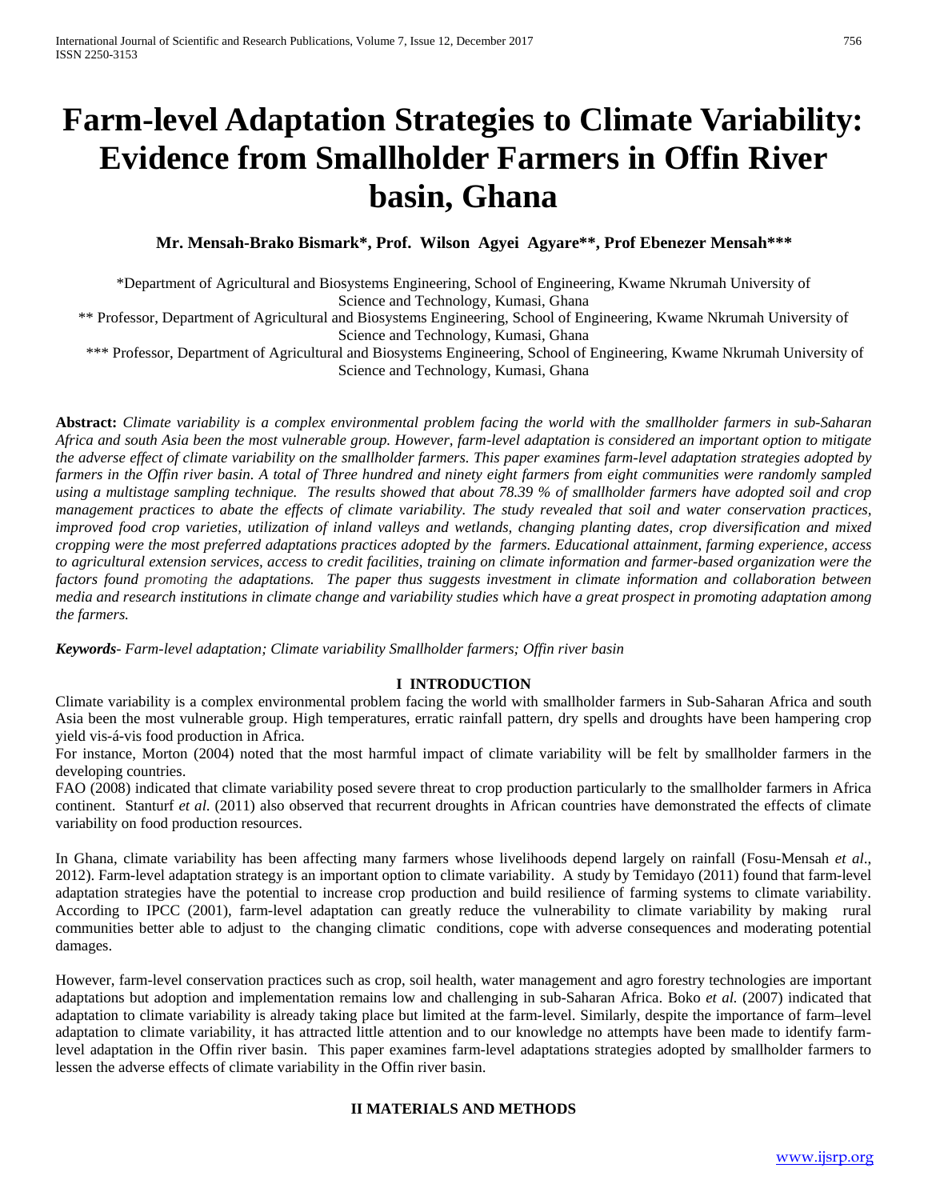# Farm-level Adaptation Strategies to Climate Variability: Evidence from Smallholder Farmers in Offin River basin, Ghana

**Mr. Mensah-Brako Bismark\*, Prof. Wilson Agyei Agyare\*\*, Prof Ebenezer Mensah\*\*\***

\*Department of Agricultural and Biosystems Engineering, School of Engineering, Kwame Nkrumah University of Science and Technology, Kumasi, Ghana

\*\* Professor, Department of Agricultural and Biosystems Engineering, School of Engineering, Kwame Nkrumah University of Science and Technology, Kumasi, Ghana

\*\*\* Professor, Department of Agricultural and Biosystems Engineering, School of Engineering, Kwame Nkrumah University of Science and Technology, Kumasi, Ghana

**Abstract:** *Climate variability is a complex environmental problem facing the world with the smallholder farmers in sub-Saharan Africa and south Asia been the most vulnerable group. However, farm-level adaptation is considered an important option to mitigate the adverse effect of climate variability on the smallholder farmers. This paper examines farm-level adaptation strategies adopted by farmers in the Offin river basin. A total of Three hundred and ninety eight farmers from eight communities were randomly sampled using a multistage sampling technique. The results showed that about 78.39 % of smallholder farmers have adopted soil and crop management practices to abate the effects of climate variability. The study revealed that soil and water conservation practices, improved food crop varieties, utilization of inland valleys and wetlands, changing planting dates, crop diversification and mixed cropping were the most preferred adaptations practices adopted by the farmers. Educational attainment, farming experience, access to agricultural extension services, access to credit facilities, training on climate information and farmer-based organization were the factors found promoting the adaptations. The paper thus suggests investment in climate information and collaboration between media and research institutions in climate change and variability studies which have a great prospect in promoting adaptation among the farmers.*

***Keywords****- Farm-level adaptation; Climate variability Smallholder farmers; Offin river basin*

## I INTRODUCTION

Climate variability is a complex environmental problem facing the world with smallholder farmers in Sub-Saharan Africa and south Asia been the most vulnerable group. High temperatures, erratic rainfall pattern, dry spells and droughts have been hampering crop yield vis-á-vis food production in Africa.

For instance, Morton (2004) noted that the most harmful impact of climate variability will be felt by smallholder farmers in the developing countries.

FAO (2008) indicated that climate variability posed severe threat to crop production particularly to the smallholder farmers in Africa continent. Stanturf *et al.* (2011) also observed that recurrent droughts in African countries have demonstrated the effects of climate variability on food production resources.

In Ghana, climate variability has been affecting many farmers whose livelihoods depend largely on rainfall (Fosu-Mensah *et al.*, 2012). Farm-level adaptation strategy is an important option to climate variability. A study by Temidayo (2011) found that farm-level adaptation strategies have the potential to increase crop production and build resilience of farming systems to climate variability. According to IPCC (2001), farm-level adaptation can greatly reduce the vulnerability to climate variability by making rural communities better able to adjust to the changing climatic conditions, cope with adverse consequences and moderating potential damages.

However, farm-level conservation practices such as crop, soil health, water management and agro forestry technologies are important adaptations but adoption and implementation remains low and challenging in sub-Saharan Africa. Boko *et al.* (2007) indicated that adaptation to climate variability is already taking place but limited at the farm-level. Similarly, despite the importance of farm–level adaptation to climate variability, it has attracted little attention and to our knowledge no attempts have been made to identify farm-level adaptation in the Offin river basin. This paper examines farm-level adaptations strategies adopted by smallholder farmers to lessen the adverse effects of climate variability in the Offin river basin.

## II MATERIALS AND METHODS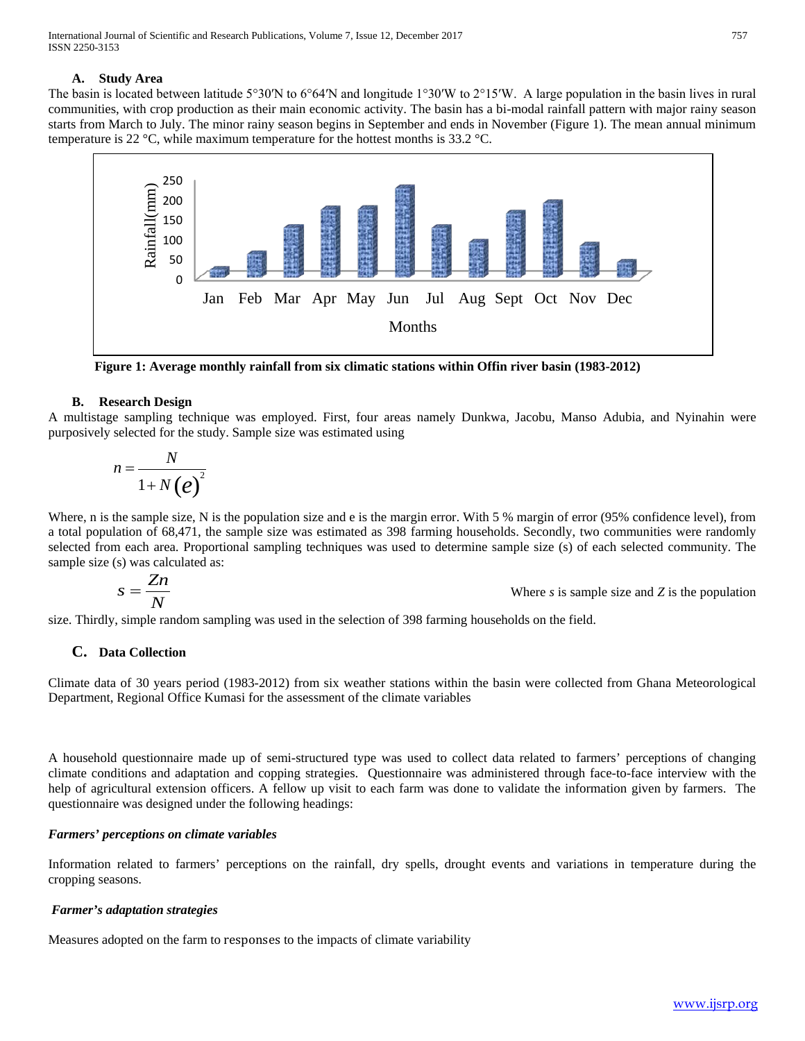### A. Study Area

The basin is located between latitude 5°30′N to 6°64′N and longitude 1°30′W to 2°15′W. A large population in the basin lives in rural communities, with crop production as their main economic activity. The basin has a bi-modal rainfall pattern with major rainy season starts from March to July. The minor rainy season begins in September and ends in November (Figure 1). The mean annual minimum temperature is 22 °C, while maximum temperature for the hottest months is 33.2 °C.

**Figure 1: Average monthly rainfall from six climatic stations within Offin river basin (1983-2012)**

### B. Research Design

A multistage sampling technique was employed. First, four areas namely Dunkwa, Jacobu, Manso Adubia, and Nyinahin were purposively selected for the study. Sample size was estimated using

$$n = \frac{N}{1 + N(e)^2}$$

Where, n is the sample size, N is the population size and e is the margin error. With 5 % margin of error (95% confidence level), from a total population of 68,471, the sample size was estimated as 398 farming households. Secondly, two communities were randomly selected from each area. Proportional sampling techniques was used to determine sample size (s) of each selected community. The sample size (s) was calculated as:

$$s = \frac{Zn}{N}$$

Where *s* is sample size and *Z* is the population size. Thirdly, simple random sampling was used in the selection of 398 farming households on the field.

### C. Data Collection

Climate data of 30 years period (1983-2012) from six weather stations within the basin were collected from Ghana Meteorological Department, Regional Office Kumasi for the assessment of the climate variables

A household questionnaire made up of semi-structured type was used to collect data related to farmers' perceptions of changing climate conditions and adaptation and copping strategies. Questionnaire was administered through face-to-face interview with the help of agricultural extension officers. A fellow up visit to each farm was done to validate the information given by farmers. The questionnaire was designed under the following headings:

***Farmers' perceptions on climate variables***

Information related to farmers' perceptions on the rainfall, dry spells, drought events and variations in temperature during the cropping seasons.

***Farmer's adaptation strategies***

Measures adopted on the farm to responses to the impacts of climate variability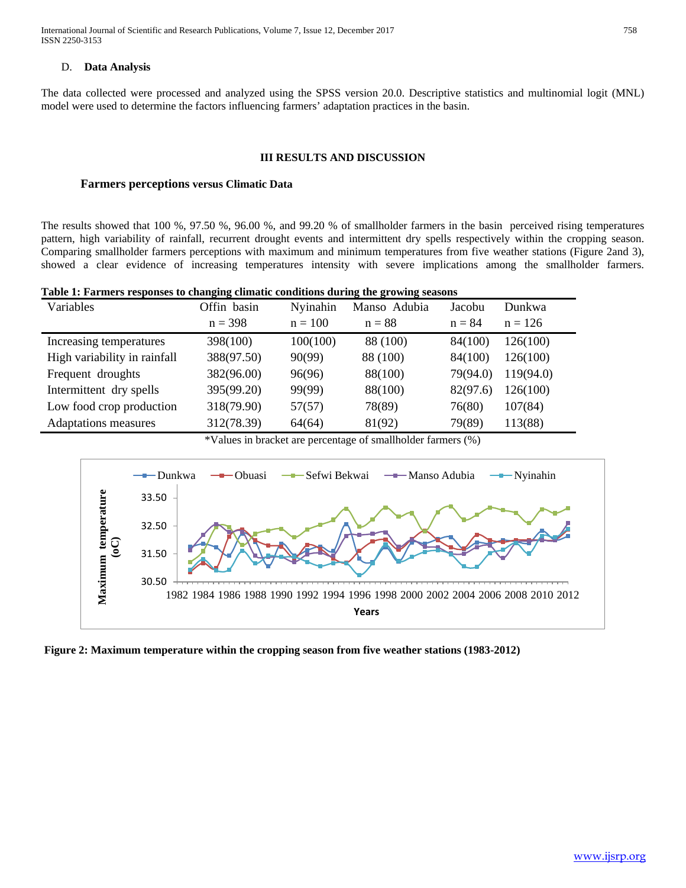### D. Data Analysis

The data collected were processed and analyzed using the SPSS version 20.0. Descriptive statistics and multinomial logit (MNL) model were used to determine the factors influencing farmers' adaptation practices in the basin.

## III RESULTS AND DISCUSSION

### Farmers perceptions versus Climatic Data

The results showed that 100 %, 97.50 %, 96.00 %, and 99.20 % of smallholder farmers in the basin perceived rising temperatures pattern, high variability of rainfall, recurrent drought events and intermittent dry spells respectively within the cropping season. Comparing smallholder farmers perceptions with maximum and minimum temperatures from five weather stations (Figure 2and 3), showed a clear evidence of increasing temperatures intensity with severe implications among the smallholder farmers.

**Table 1: Farmers responses to changing climatic conditions during the growing seasons**

| Variables | Offin basin<br>n = 398 | Nyinahin<br>n = 100 | Manso Adubia<br>n = 88 | Jacobu<br>n = 84 | Dunkwa<br>n = 126 |
|---|---|---|---|---|---|
| Increasing temperatures | 398(100) | 100(100) | 88 (100) | 84(100) | 126(100) |
| High variability in rainfall | 388(97.50) | 90(99) | 88 (100) | 84(100) | 126(100) |
| Frequent droughts | 382(96.00) | 96(96) | 88(100) | 79(94.0) | 119(94.0) |
| Intermittent dry spells | 395(99.20) | 99(99) | 88(100) | 82(97.6) | 126(100) |
| Low food crop production | 318(79.90) | 57(57) | 78(89) | 76(80) | 107(84) |
| Adaptations measures | 312(78.39) | 64(64) | 81(92) | 79(89) | 113(88) |

*Values in bracket are percentage of smallholder farmers (%)

**Figure 2: Maximum temperature within the cropping season from five weather stations (1983-2012)**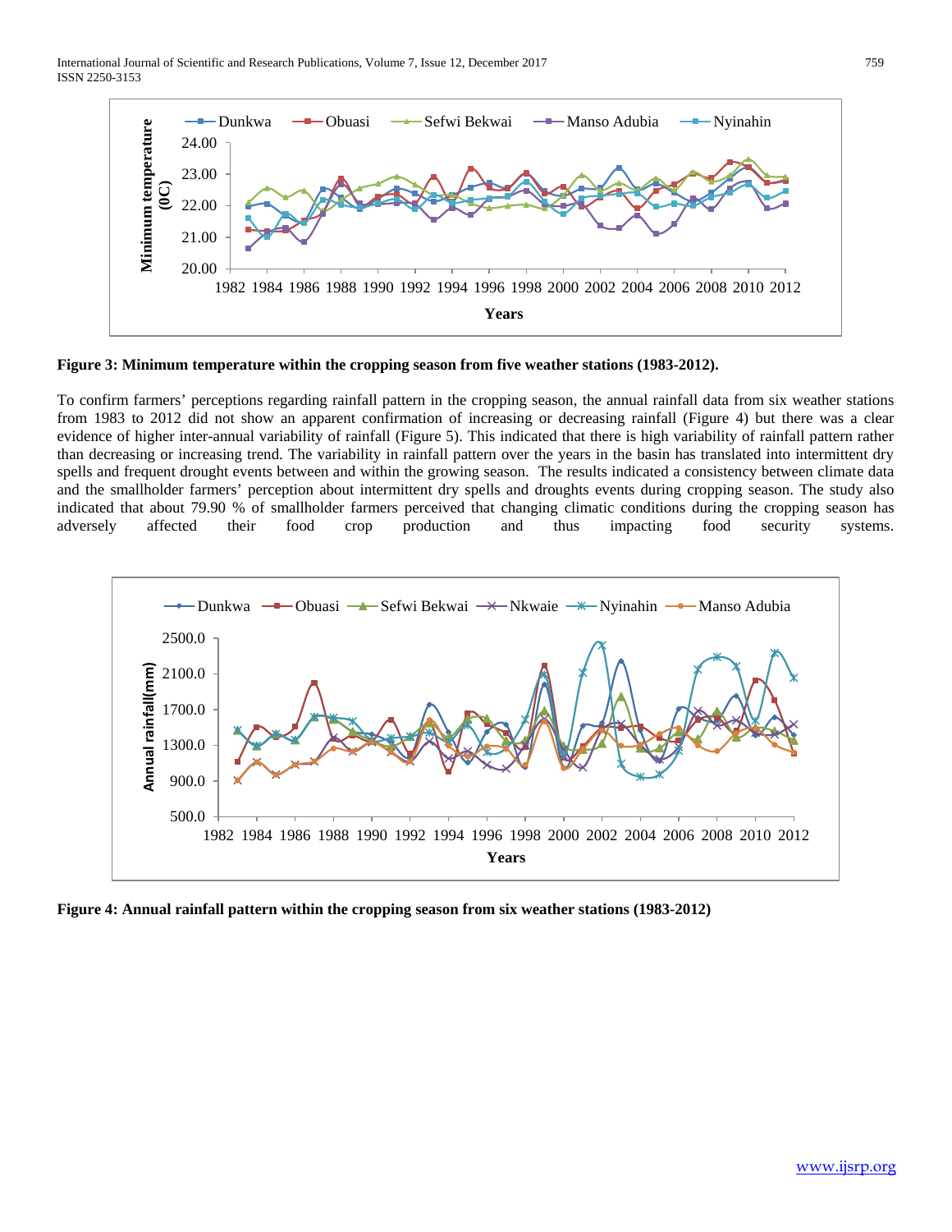**Figure 3: Minimum temperature within the cropping season from five weather stations (1983-2012).**

To confirm farmers' perceptions regarding rainfall pattern in the cropping season, the annual rainfall data from six weather stations from 1983 to 2012 did not show an apparent confirmation of increasing or decreasing rainfall (Figure 4) but there was a clear evidence of higher inter-annual variability of rainfall (Figure 5). This indicated that there is high variability of rainfall pattern rather than decreasing or increasing trend. The variability in rainfall pattern over the years in the basin has translated into intermittent dry spells and frequent drought events between and within the growing season. The results indicated a consistency between climate data and the smallholder farmers' perception about intermittent dry spells and droughts events during cropping season. The study also indicated that about 79.90 % of smallholder farmers perceived that changing climatic conditions during the cropping season has adversely affected their food crop production and thus impacting food security systems.

**Figure 4: Annual rainfall pattern within the cropping season from six weather stations (1983-2012)**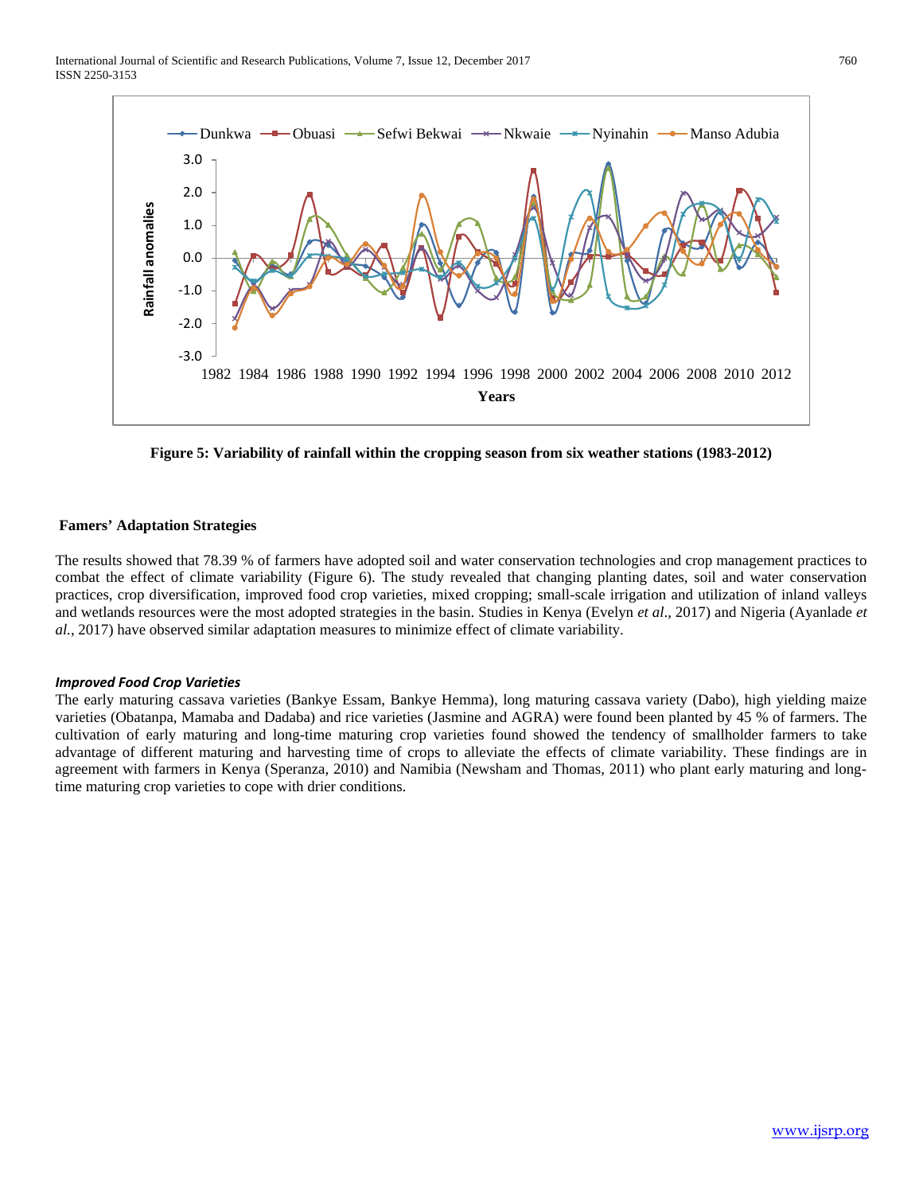**Figure 5: Variability of rainfall within the cropping season from six weather stations (1983-2012)**

## Famers' Adaptation Strategies

The results showed that 78.39 % of farmers have adopted soil and water conservation technologies and crop management practices to combat the effect of climate variability (Figure 6). The study revealed that changing planting dates, soil and water conservation practices, crop diversification, improved food crop varieties, mixed cropping; small-scale irrigation and utilization of inland valleys and wetlands resources were the most adopted strategies in the basin. Studies in Kenya (Evelyn *et al*., 2017) and Nigeria (Ayanlade *et al.*, 2017) have observed similar adaptation measures to minimize effect of climate variability.

### *Improved Food Crop Varieties*

The early maturing cassava varieties (Bankye Essam, Bankye Hemma), long maturing cassava variety (Dabo), high yielding maize varieties (Obatanpa, Mamaba and Dadaba) and rice varieties (Jasmine and AGRA) were found been planted by 45 % of farmers. The cultivation of early maturing and long-time maturing crop varieties found showed the tendency of smallholder farmers to take advantage of different maturing and harvesting time of crops to alleviate the effects of climate variability. These findings are in agreement with farmers in Kenya (Speranza, 2010) and Namibia (Newsham and Thomas, 2011) who plant early maturing and long-time maturing crop varieties to cope with drier conditions.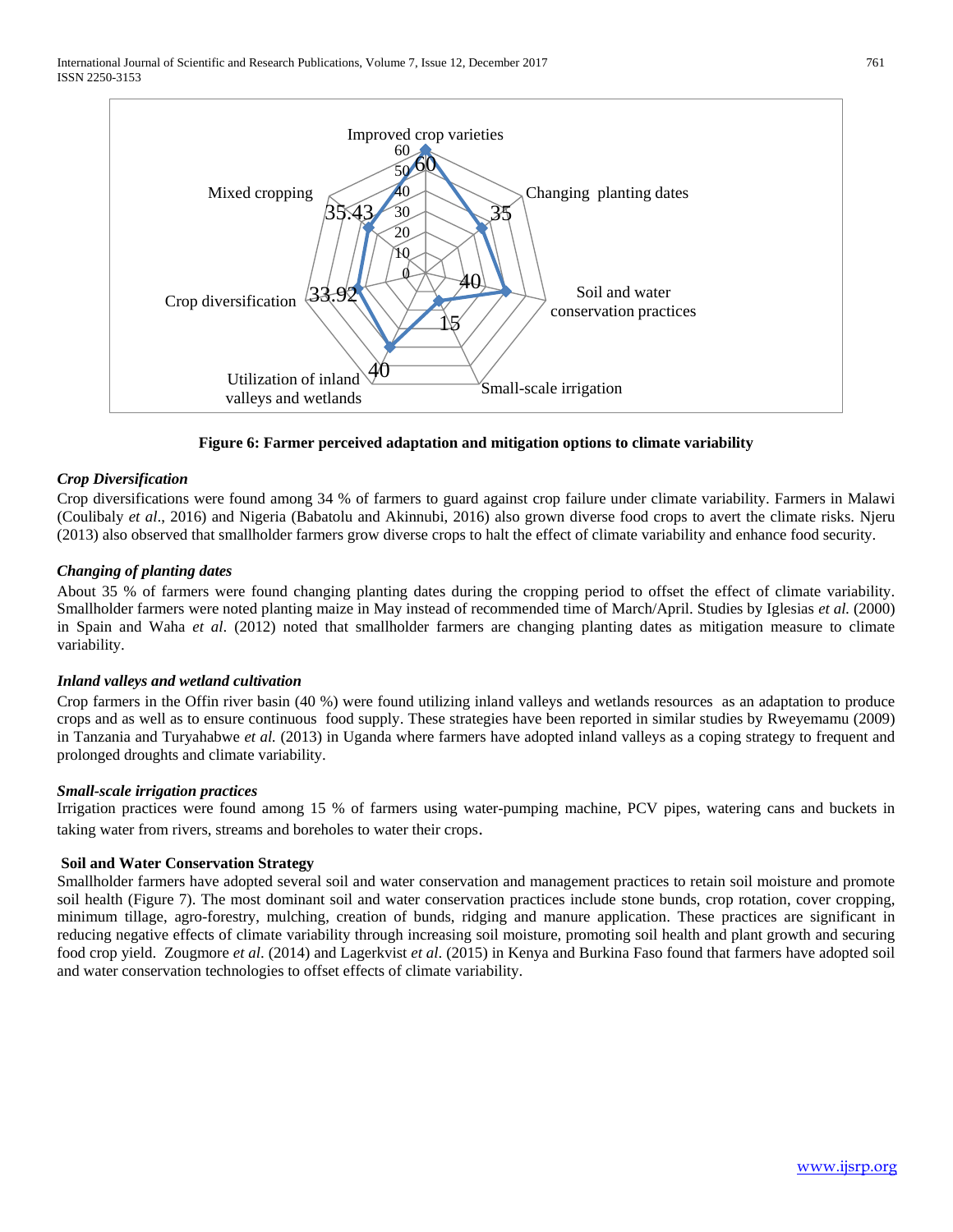**Figure 6: Farmer perceived adaptation and mitigation options to climate variability**

### *Crop Diversification*

Crop diversifications were found among 34 % of farmers to guard against crop failure under climate variability. Farmers in Malawi (Coulibaly *et al*., 2016) and Nigeria (Babatolu and Akinnubi, 2016) also grown diverse food crops to avert the climate risks. Njeru (2013) also observed that smallholder farmers grow diverse crops to halt the effect of climate variability and enhance food security.

### *Changing of planting dates*

About 35 % of farmers were found changing planting dates during the cropping period to offset the effect of climate variability. Smallholder farmers were noted planting maize in May instead of recommended time of March/April. Studies by Iglesias *et al.* (2000) in Spain and Waha *et al*. (2012) noted that smallholder farmers are changing planting dates as mitigation measure to climate variability.

### *Inland valleys and wetland cultivation*

Crop farmers in the Offin river basin (40 %) were found utilizing inland valleys and wetlands resources as an adaptation to produce crops and as well as to ensure continuous food supply. These strategies have been reported in similar studies by Rweyemamu (2009) in Tanzania and Turyahabwe *et al.* (2013) in Uganda where farmers have adopted inland valleys as a coping strategy to frequent and prolonged droughts and climate variability.

### *Small-scale irrigation practices*

Irrigation practices were found among 15 % of farmers using water-pumping machine, PCV pipes, watering cans and buckets in taking water from rivers, streams and boreholes to water their crops.

### Soil and Water Conservation Strategy

Smallholder farmers have adopted several soil and water conservation and management practices to retain soil moisture and promote soil health (Figure 7). The most dominant soil and water conservation practices include stone bunds, crop rotation, cover cropping, minimum tillage, agro-forestry, mulching, creation of bunds, ridging and manure application. These practices are significant in reducing negative effects of climate variability through increasing soil moisture, promoting soil health and plant growth and securing food crop yield. Zougmore *et al*. (2014) and Lagerkvist *et al*. (2015) in Kenya and Burkina Faso found that farmers have adopted soil and water conservation technologies to offset effects of climate variability.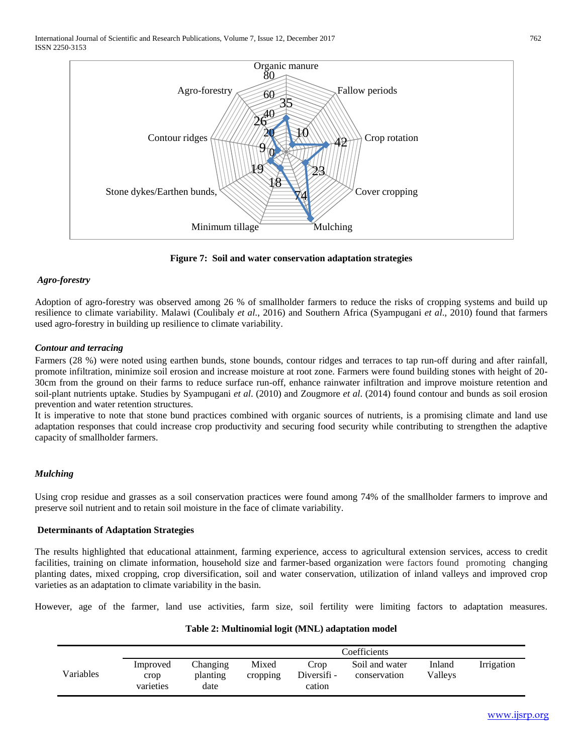Figure 7: Soil and water conservation adaptation strategies

***Agro-forestry***

Adoption of agro-forestry was observed among 26 % of smallholder farmers to reduce the risks of cropping systems and build up resilience to climate variability. Malawi (Coulibaly *et al*., 2016) and Southern Africa (Syampugani *et al*., 2010) found that farmers used agro-forestry in building up resilience to climate variability.

***Contour and terracing***

Farmers (28 %) were noted using earthen bunds, stone bounds, contour ridges and terraces to tap run-off during and after rainfall, promote infiltration, minimize soil erosion and increase moisture at root zone. Farmers were found building stones with height of 20-30cm from the ground on their farms to reduce surface run-off, enhance rainwater infiltration and improve moisture retention and soil-plant nutrients uptake. Studies by Syampugani *et al*. (2010) and Zougmore *et al*. (2014) found contour and bunds as soil erosion prevention and water retention structures.

It is imperative to note that stone bund practices combined with organic sources of nutrients, is a promising climate and land use adaptation responses that could increase crop productivity and securing food security while contributing to strengthen the adaptive capacity of smallholder farmers.

***Mulching***

Using crop residue and grasses as a soil conservation practices were found among 74% of the smallholder farmers to improve and preserve soil nutrient and to retain soil moisture in the face of climate variability.

**Determinants of Adaptation Strategies**

The results highlighted that educational attainment, farming experience, access to agricultural extension services, access to credit facilities, training on climate information, household size and farmer-based organization were factors found promoting changing planting dates, mixed cropping, crop diversification, soil and water conservation, utilization of inland valleys and improved crop varieties as an adaptation to climate variability in the basin.

However, age of the farmer, land use activities, farm size, soil fertility were limiting factors to adaptation measures.

**Table 2: Multinomial logit (MNL) adaptation model**

| Variables | Coefficients | | | | | | |
|---|---|---|---|---|---|---|---|
| | Improved crop varieties | Changing planting date | Mixed cropping | Crop Diversifi - cation | Soil and water conservation | Inland Valleys | Irrigation |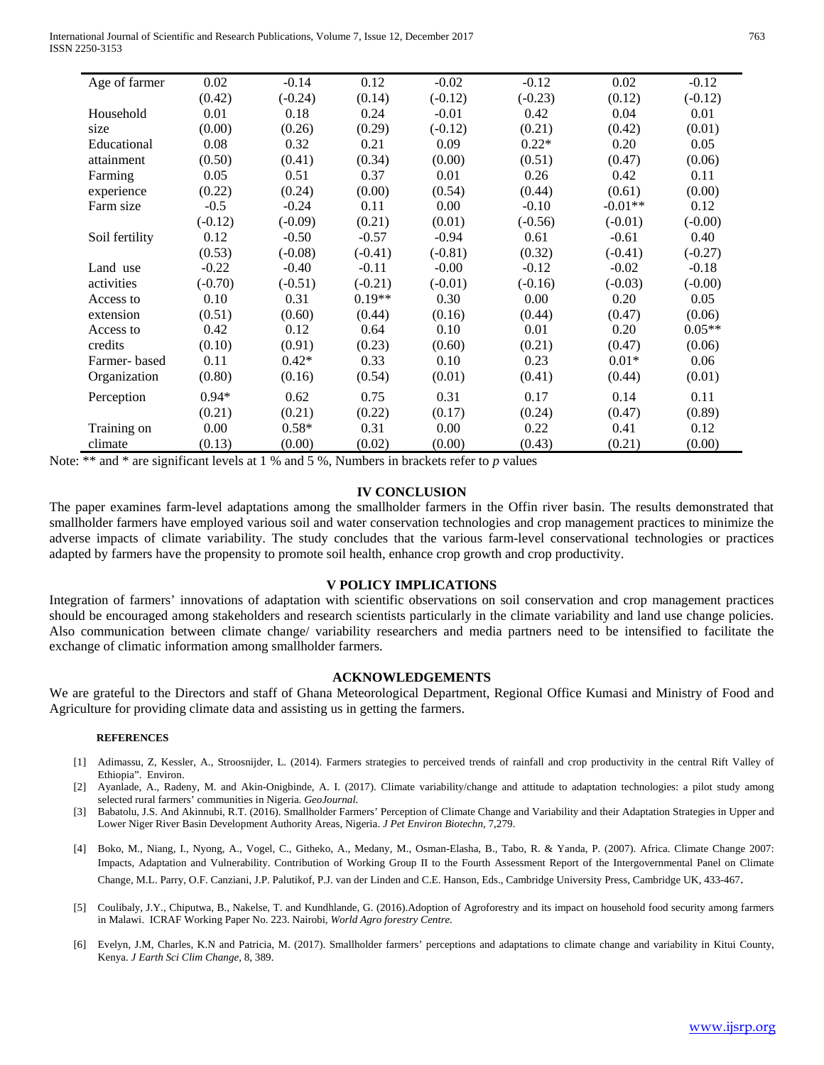| | | | | | | | |
|---|---|---|---|---|---|---|---|
| Age of farmer | 0.02 | -0.14 | 0.12 | -0.02 | -0.12 | 0.02 | -0.12 |
| | (0.42) | (-0.24) | (0.14) | (-0.12) | (-0.23) | (0.12) | (-0.12) |
| Household size | 0.01 | 0.18 | 0.24 | -0.01 | 0.42 | 0.04 | 0.01 |
| | (0.00) | (0.26) | (0.29) | (-0.12) | (0.21) | (0.42) | (0.01) |
| Educational attainment | 0.08 | 0.32 | 0.21 | 0.09 | 0.22* | 0.20 | 0.05 |
| | (0.50) | (0.41) | (0.34) | (0.00) | (0.51) | (0.47) | (0.06) |
| Farming experience | 0.05 | 0.51 | 0.37 | 0.01 | 0.26 | 0.42 | 0.11 |
| | (0.22) | (0.24) | (0.00) | (0.54) | (0.44) | (0.61) | (0.00) |
| Farm size | -0.5 | -0.24 | 0.11 | 0.00 | -0.10 | -0.01** | 0.12 |
| | (-0.12) | (-0.09) | (0.21) | (0.01) | (-0.56) | (-0.01) | (-0.00) |
| Soil fertility | 0.12 | -0.50 | -0.57 | -0.94 | 0.61 | -0.61 | 0.40 |
| | (0.53) | (-0.08) | (-0.41) | (-0.81) | (0.32) | (-0.41) | (-0.27) |
| Land use activities | -0.22 | -0.40 | -0.11 | -0.00 | -0.12 | -0.02 | -0.18 |
| | (-0.70) | (-0.51) | (-0.21) | (-0.01) | (-0.16) | (-0.03) | (-0.00) |
| Access to extension | 0.10 | 0.31 | 0.19** | 0.30 | 0.00 | 0.20 | 0.05 |
| | (0.51) | (0.60) | (0.44) | (0.16) | (0.44) | (0.47) | (0.06) |
| Access to credits | 0.42 | 0.12 | 0.64 | 0.10 | 0.01 | 0.20 | 0.05** |
| | (0.10) | (0.91) | (0.23) | (0.60) | (0.21) | (0.47) | (0.06) |
| Farmer- based Organization | 0.11 | 0.42* | 0.33 | 0.10 | 0.23 | 0.01* | 0.06 |
| | (0.80) | (0.16) | (0.54) | (0.01) | (0.41) | (0.44) | (0.01) |
| Perception | 0.94* | 0.62 | 0.75 | 0.31 | 0.17 | 0.14 | 0.11 |
| | (0.21) | (0.21) | (0.22) | (0.17) | (0.24) | (0.47) | (0.89) |
| Training on climate | 0.00 | 0.58* | 0.31 | 0.00 | 0.22 | 0.41 | 0.12 |
| | (0.13) | (0.00) | (0.02) | (0.00) | (0.43) | (0.21) | (0.00) |

Note: ** and * are significant levels at 1 % and 5 %, Numbers in brackets refer to *p* values

## IV CONCLUSION

The paper examines farm-level adaptations among the smallholder farmers in the Offin river basin. The results demonstrated that smallholder farmers have employed various soil and water conservation technologies and crop management practices to minimize the adverse impacts of climate variability. The study concludes that the various farm-level conservational technologies or practices adapted by farmers have the propensity to promote soil health, enhance crop growth and crop productivity.

## V POLICY IMPLICATIONS

Integration of farmers' innovations of adaptation with scientific observations on soil conservation and crop management practices should be encouraged among stakeholders and research scientists particularly in the climate variability and land use change policies. Also communication between climate change/ variability researchers and media partners need to be intensified to facilitate the exchange of climatic information among smallholder farmers.

## ACKNOWLEDGEMENTS

We are grateful to the Directors and staff of Ghana Meteorological Department, Regional Office Kumasi and Ministry of Food and Agriculture for providing climate data and assisting us in getting the farmers.

### REFERENCES

[1] Adimassu, Z, Kessler, A., Stroosnijder, L. (2014). Farmers strategies to perceived trends of rainfall and crop productivity in the central Rift Valley of Ethiopia". Environ.

[2] Ayanlade, A., Radeny, M. and Akin-Onigbinde, A. I. (2017). Climate variability/change and attitude to adaptation technologies: a pilot study among selected rural farmers' communities in Nigeria. *GeoJournal.*

[3] Babatolu, J.S. And Akinnubi, R.T. (2016). Smallholder Farmers' Perception of Climate Change and Variability and their Adaptation Strategies in Upper and Lower Niger River Basin Development Authority Areas, Nigeria. *J Pet Environ Biotechn,* 7,279.

[4] Boko, M., Niang, I., Nyong, A., Vogel, C., Githeko, A., Medany, M., Osman-Elasha, B., Tabo, R. & Yanda, P. (2007). Africa. Climate Change 2007: Impacts, Adaptation and Vulnerability. Contribution of Working Group II to the Fourth Assessment Report of the Intergovernmental Panel on Climate Change, M.L. Parry, O.F. Canziani, J.P. Palutikof, P.J. van der Linden and C.E. Hanson, Eds., Cambridge University Press, Cambridge UK, 433-467.

[5] Coulibaly, J.Y., Chiputwa, B., Nakelse, T. and Kundhlande, G. (2016).Adoption of Agroforestry and its impact on household food security among farmers in Malawi. ICRAF Working Paper No. 223. Nairobi, *World Agro forestry Centre.*

[6] Evelyn, J.M, Charles, K.N and Patricia, M. (2017). Smallholder farmers' perceptions and adaptations to climate change and variability in Kitui County, Kenya. *J Earth Sci Clim Change,* 8, 389.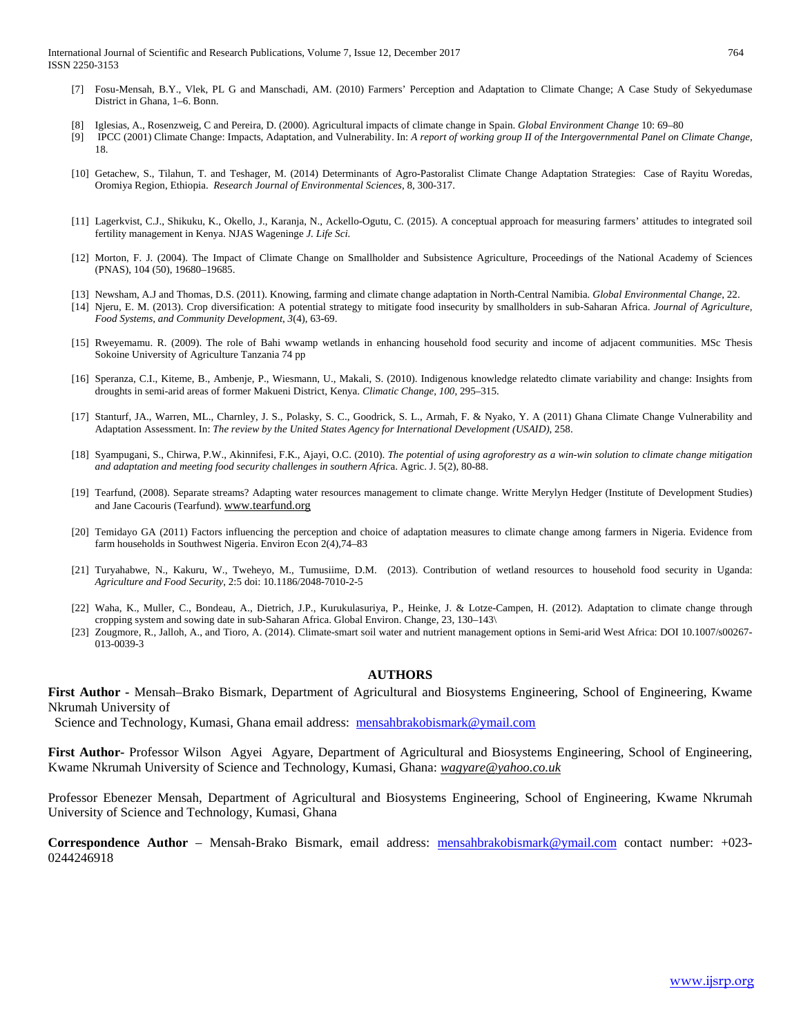[7] Fosu-Mensah, B.Y., Vlek, PL G and Manschadi, AM. (2010) Farmers' Perception and Adaptation to Climate Change; A Case Study of Sekyedumase District in Ghana, 1–6. Bonn.

[8] Iglesias, A., Rosenzweig, C and Pereira, D. (2000). Agricultural impacts of climate change in Spain. *Global Environment Change* 10: 69–80

[9] IPCC (2001) Climate Change: Impacts, Adaptation, and Vulnerability. In: *A report of working group II of the Intergovernmental Panel on Climate Change*, 18.

[10] Getachew, S., Tilahun, T. and Teshager, M. (2014) Determinants of Agro-Pastoralist Climate Change Adaptation Strategies: Case of Rayitu Woredas, Oromiya Region, Ethiopia. *Research Journal of Environmental Sciences*, 8, 300-317.

[11] Lagerkvist, C.J., Shikuku, K., Okello, J., Karanja, N., Ackello-Ogutu, C. (2015). A conceptual approach for measuring farmers' attitudes to integrated soil fertility management in Kenya. NJAS Wageninge *J. Life Sci.*

[12] Morton, F. J. (2004). The Impact of Climate Change on Smallholder and Subsistence Agriculture, Proceedings of the National Academy of Sciences (PNAS), 104 (50), 19680–19685.

[13] Newsham, A.J and Thomas, D.S. (2011). Knowing, farming and climate change adaptation in North-Central Namibia. *Global Environmental Change*, 22.

[14] Njeru, E. M. (2013). Crop diversification: A potential strategy to mitigate food insecurity by smallholders in sub-Saharan Africa. *Journal of Agriculture, Food Systems, and Community Development*, *3*(4), 63-69.

[15] Rweyemamu. R. (2009). The role of Bahi wwamp wetlands in enhancing household food security and income of adjacent communities. MSc Thesis Sokoine University of Agriculture Tanzania 74 pp

[16] Speranza, C.I., Kiteme, B., Ambenje, P., Wiesmann, U., Makali, S. (2010). Indigenous knowledge relatedto climate variability and change: Insights from droughts in semi-arid areas of former Makueni District, Kenya. *Climatic Change, 100*, 295–315.

[17] Stanturf, JA., Warren, ML., Charnley, J. S., Polasky, S. C., Goodrick, S. L., Armah, F. & Nyako, Y. A (2011) Ghana Climate Change Vulnerability and Adaptation Assessment. In: *The review by the United States Agency for International Development (USAID)*, 258.

[18] Syampugani, S., Chirwa, P.W., Akinnifesi, F.K., Ajayi, O.C. (2010). *The potential of using agroforestry as a win-win solution to climate change mitigation and adaptation and meeting food security challenges in southern Afric*a. Agric. J. 5(2), 80-88.

[19] Tearfund, (2008). Separate streams? Adapting water resources management to climate change. Writte Merylyn Hedger (Institute of Development Studies) and Jane Cacouris (Tearfund). www.tearfund.org

[20] Temidayo GA (2011) Factors influencing the perception and choice of adaptation measures to climate change among farmers in Nigeria. Evidence from farm households in Southwest Nigeria. Environ Econ 2(4),74–83

[21] Turyahabwe, N., Kakuru, W., Tweheyo, M., Tumusiime, D.M. (2013). Contribution of wetland resources to household food security in Uganda: *Agriculture and Food Security*, 2:5 doi: 10.1186/2048-7010-2-5

[22] Waha, K., Muller, C., Bondeau, A., Dietrich, J.P., Kurukulasuriya, P., Heinke, J. & Lotze-Campen, H. (2012). Adaptation to climate change through cropping system and sowing date in sub-Saharan Africa. Global Environ. Change, 23, 130–143\

[23] Zougmore, R., Jalloh, A., and Tioro, A. (2014). Climate-smart soil water and nutrient management options in Semi-arid West Africa: DOI 10.1007/s00267-013-0039-3

## AUTHORS

**First Author** - Mensah–Brako Bismark, Department of Agricultural and Biosystems Engineering, School of Engineering, Kwame Nkrumah University of Science and Technology, Kumasi, Ghana email address: mensahbrakobismark@ymail.com

**First Author**- Professor Wilson Agyei Agyare, Department of Agricultural and Biosystems Engineering, School of Engineering, Kwame Nkrumah University of Science and Technology, Kumasi, Ghana: *wagyare@yahoo.co.uk*

Professor Ebenezer Mensah, Department of Agricultural and Biosystems Engineering, School of Engineering, Kwame Nkrumah University of Science and Technology, Kumasi, Ghana

**Correspondence Author** – Mensah-Brako Bismark, email address: mensahbrakobismark@ymail.com contact number: +023-0244246918